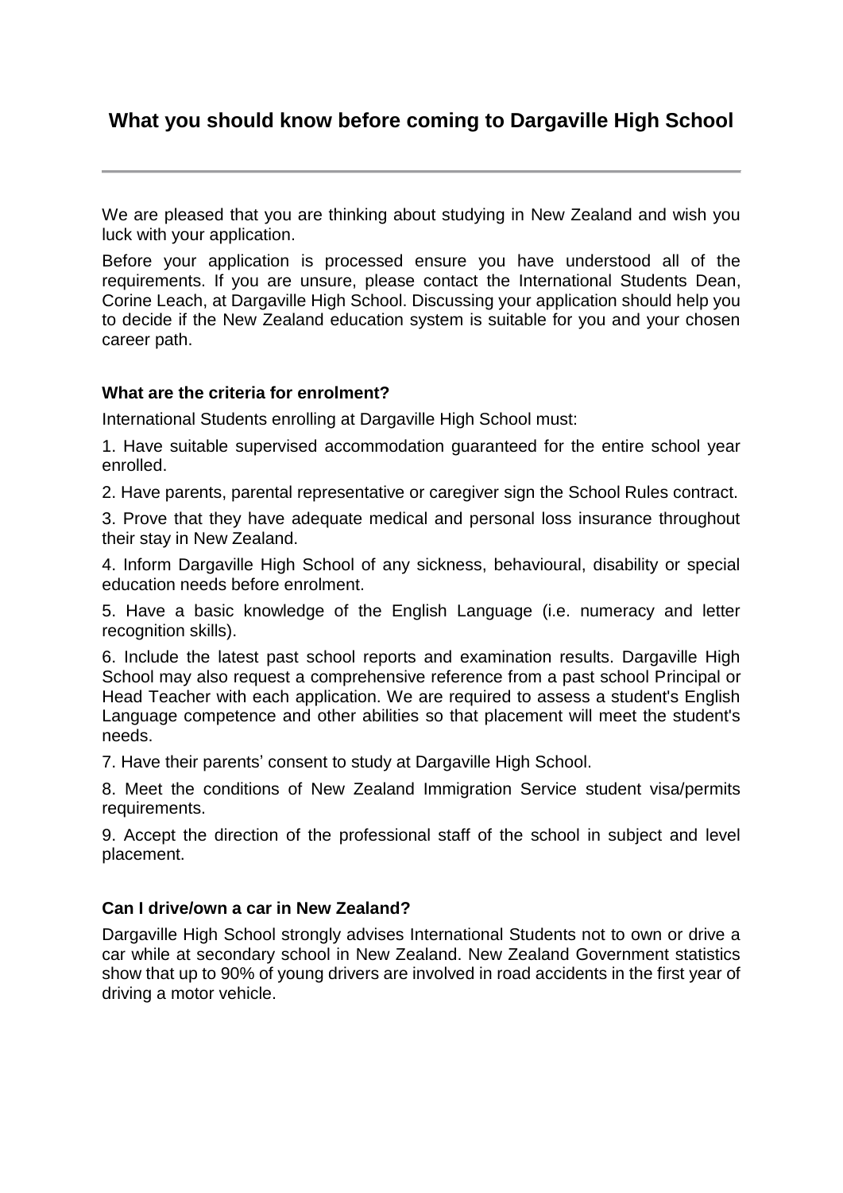# What you should know before coming to Dargaville High School

---

We are pleased that you are thinking about studying in New Zealand and wish you luck with your application.

Before your application is processed ensure you have understood all of the requirements. If you are unsure, please contact the International Students Dean, Corine Leach, at Dargaville High School. Discussing your application should help you to decide if the New Zealand education system is suitable for you and your chosen career path.

### What are the criteria for enrolment?

International Students enrolling at Dargaville High School must:

1. Have suitable supervised accommodation guaranteed for the entire school year enrolled.

2. Have parents, parental representative or caregiver sign the School Rules contract.

3. Prove that they have adequate medical and personal loss insurance throughout their stay in New Zealand.

4. Inform Dargaville High School of any sickness, behavioural, disability or special education needs before enrolment.

5. Have a basic knowledge of the English Language (i.e. numeracy and letter recognition skills).

6. Include the latest past school reports and examination results. Dargaville High School may also request a comprehensive reference from a past school Principal or Head Teacher with each application. We are required to assess a student's English Language competence and other abilities so that placement will meet the student's needs.

7. Have their parents' consent to study at Dargaville High School.

8. Meet the conditions of New Zealand Immigration Service student visa/permits requirements.

9. Accept the direction of the professional staff of the school in subject and level placement.

### Can I drive/own a car in New Zealand?

Dargaville High School strongly advises International Students not to own or drive a car while at secondary school in New Zealand. New Zealand Government statistics show that up to 90% of young drivers are involved in road accidents in the first year of driving a motor vehicle.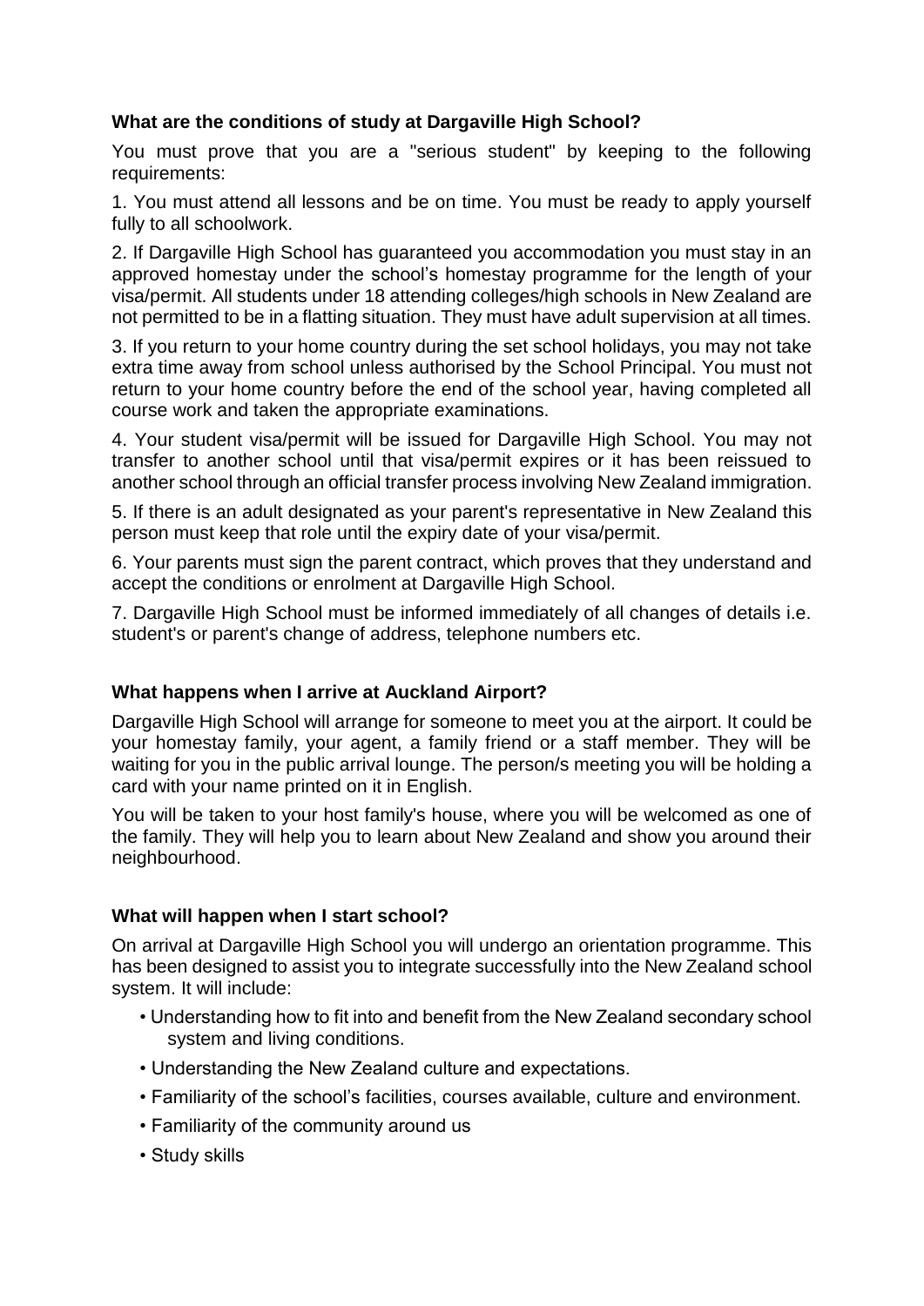### What are the conditions of study at Dargaville High School?

You must prove that you are a "serious student" by keeping to the following requirements:

1. You must attend all lessons and be on time. You must be ready to apply yourself fully to all schoolwork.

2. If Dargaville High School has guaranteed you accommodation you must stay in an approved homestay under the school's homestay programme for the length of your visa/permit. All students under 18 attending colleges/high schools in New Zealand are not permitted to be in a flatting situation. They must have adult supervision at all times.

3. If you return to your home country during the set school holidays, you may not take extra time away from school unless authorised by the School Principal. You must not return to your home country before the end of the school year, having completed all course work and taken the appropriate examinations.

4. Your student visa/permit will be issued for Dargaville High School. You may not transfer to another school until that visa/permit expires or it has been reissued to another school through an official transfer process involving New Zealand immigration.

5. If there is an adult designated as your parent's representative in New Zealand this person must keep that role until the expiry date of your visa/permit.

6. Your parents must sign the parent contract, which proves that they understand and accept the conditions or enrolment at Dargaville High School.

7. Dargaville High School must be informed immediately of all changes of details i.e. student's or parent's change of address, telephone numbers etc.

### What happens when I arrive at Auckland Airport?

Dargaville High School will arrange for someone to meet you at the airport. It could be your homestay family, your agent, a family friend or a staff member. They will be waiting for you in the public arrival lounge. The person/s meeting you will be holding a card with your name printed on it in English.

You will be taken to your host family's house, where you will be welcomed as one of the family. They will help you to learn about New Zealand and show you around their neighbourhood.

### What will happen when I start school?

On arrival at Dargaville High School you will undergo an orientation programme. This has been designed to assist you to integrate successfully into the New Zealand school system. It will include:

- Understanding how to fit into and benefit from the New Zealand secondary school system and living conditions.
- Understanding the New Zealand culture and expectations.
- Familiarity of the school's facilities, courses available, culture and environment.
- Familiarity of the community around us
- Study skills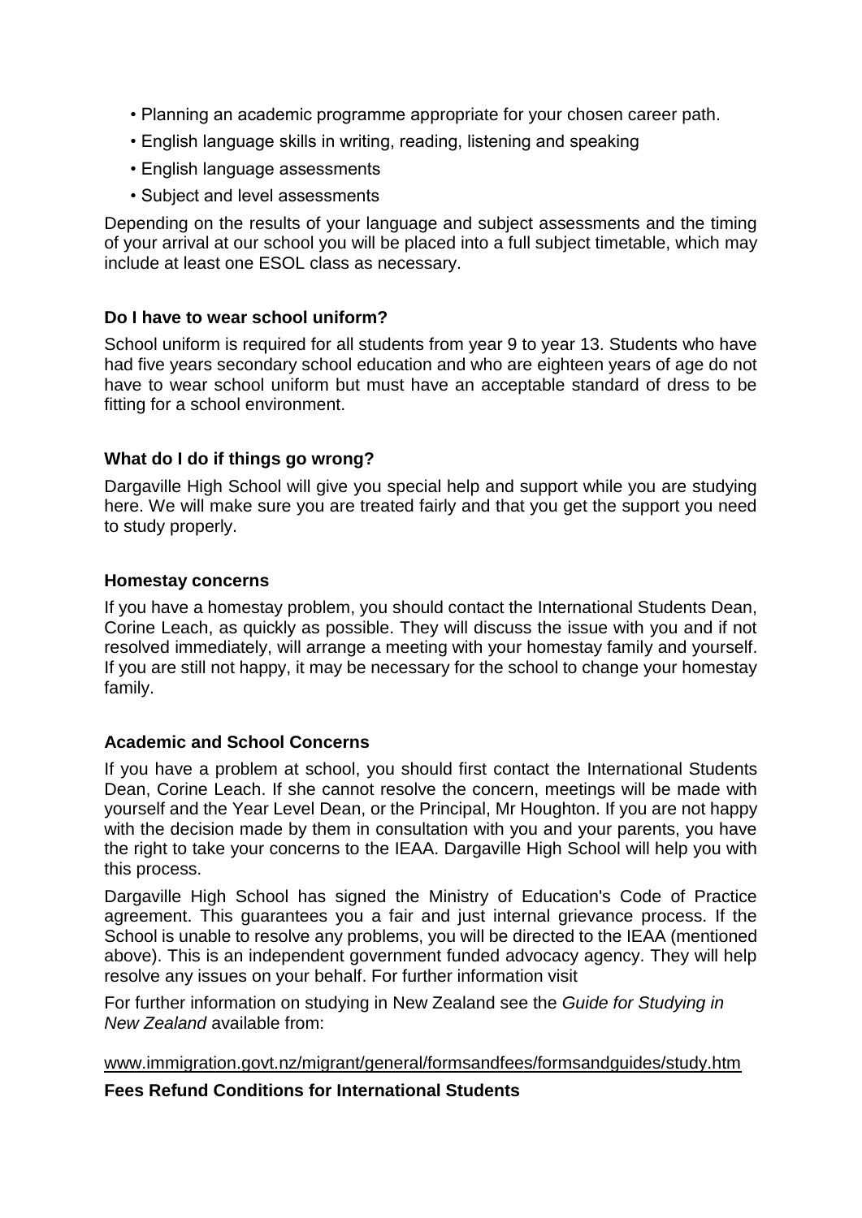- Planning an academic programme appropriate for your chosen career path.
- English language skills in writing, reading, listening and speaking
- English language assessments
- Subject and level assessments

Depending on the results of your language and subject assessments and the timing of your arrival at our school you will be placed into a full subject timetable, which may include at least one ESOL class as necessary.

### Do I have to wear school uniform?

School uniform is required for all students from year 9 to year 13. Students who have had five years secondary school education and who are eighteen years of age do not have to wear school uniform but must have an acceptable standard of dress to be fitting for a school environment.

### What do I do if things go wrong?

Dargaville High School will give you special help and support while you are studying here. We will make sure you are treated fairly and that you get the support you need to study properly.

### Homestay concerns

If you have a homestay problem, you should contact the International Students Dean, Corine Leach, as quickly as possible. They will discuss the issue with you and if not resolved immediately, will arrange a meeting with your homestay family and yourself. If you are still not happy, it may be necessary for the school to change your homestay family.

### Academic and School Concerns

If you have a problem at school, you should first contact the International Students Dean, Corine Leach. If she cannot resolve the concern, meetings will be made with yourself and the Year Level Dean, or the Principal, Mr Houghton. If you are not happy with the decision made by them in consultation with you and your parents, you have the right to take your concerns to the IEAA. Dargaville High School will help you with this process.

Dargaville High School has signed the Ministry of Education's Code of Practice agreement. This guarantees you a fair and just internal grievance process. If the School is unable to resolve any problems, you will be directed to the IEAA (mentioned above). This is an independent government funded advocacy agency. They will help resolve any issues on your behalf. For further information visit

For further information on studying in New Zealand see the *Guide for Studying in New Zealand* available from:

www.immigration.govt.nz/migrant/general/formsandfees/formsandguides/study.htm

**Fees Refund Conditions for International Students**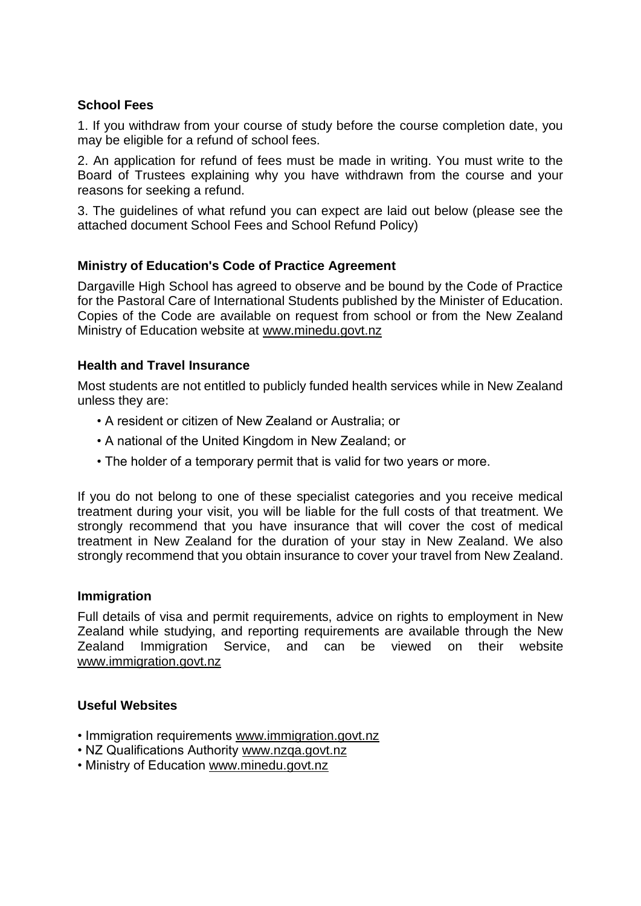## School Fees

1. If you withdraw from your course of study before the course completion date, you may be eligible for a refund of school fees.

2. An application for refund of fees must be made in writing. You must write to the Board of Trustees explaining why you have withdrawn from the course and your reasons for seeking a refund.

3. The guidelines of what refund you can expect are laid out below (please see the attached document School Fees and School Refund Policy)

## Ministry of Education's Code of Practice Agreement

Dargaville High School has agreed to observe and be bound by the Code of Practice for the Pastoral Care of International Students published by the Minister of Education. Copies of the Code are available on request from school or from the New Zealand Ministry of Education website at www.minedu.govt.nz

## Health and Travel Insurance

Most students are not entitled to publicly funded health services while in New Zealand unless they are:

- A resident or citizen of New Zealand or Australia; or
- A national of the United Kingdom in New Zealand; or
- The holder of a temporary permit that is valid for two years or more.

If you do not belong to one of these specialist categories and you receive medical treatment during your visit, you will be liable for the full costs of that treatment. We strongly recommend that you have insurance that will cover the cost of medical treatment in New Zealand for the duration of your stay in New Zealand. We also strongly recommend that you obtain insurance to cover your travel from New Zealand.

## Immigration

Full details of visa and permit requirements, advice on rights to employment in New Zealand while studying, and reporting requirements are available through the New Zealand Immigration Service, and can be viewed on their website www.immigration.govt.nz

## Useful Websites

- Immigration requirements www.immigration.govt.nz
- NZ Qualifications Authority www.nzqa.govt.nz
- Ministry of Education www.minedu.govt.nz